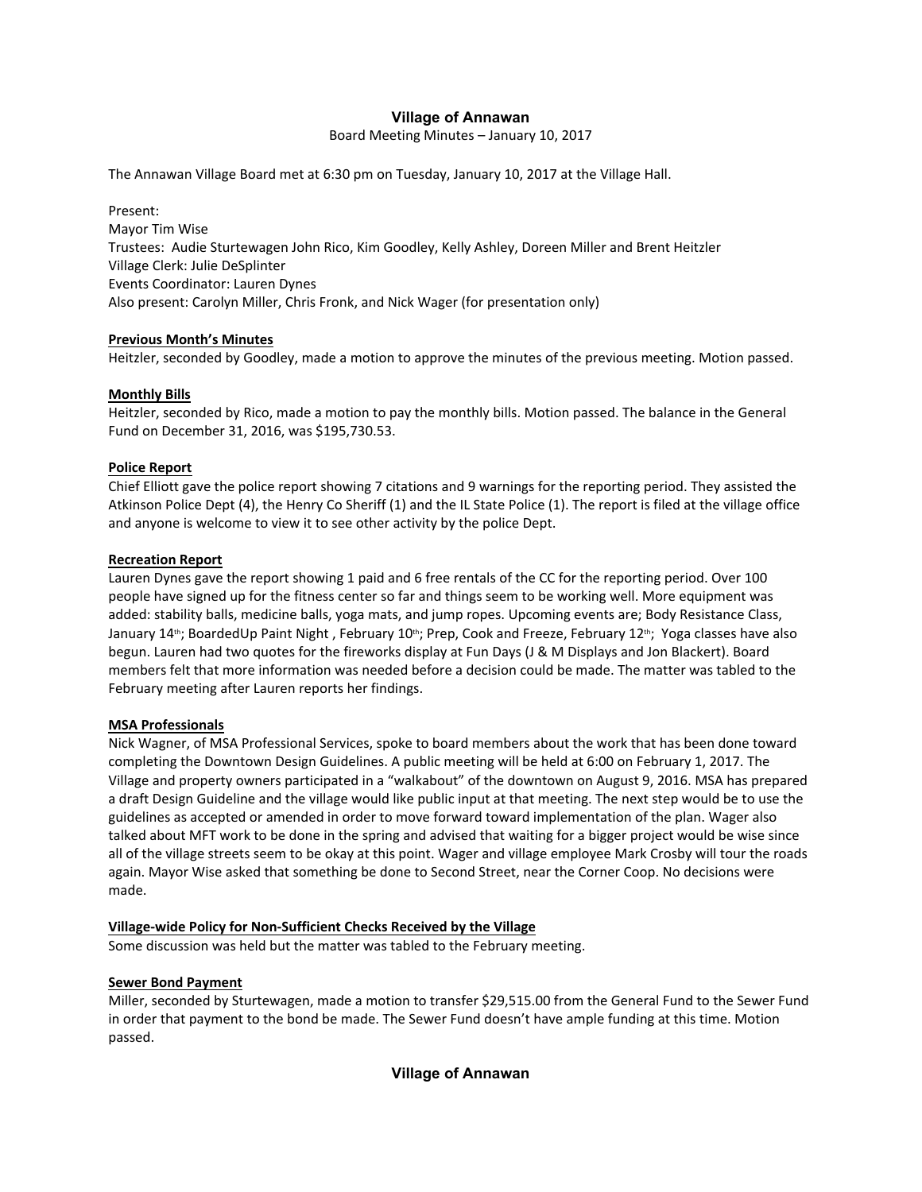# Village of Annawan

Board Meeting Minutes – January 10, 2017

The Annawan Village Board met at 6:30 pm on Tuesday, January 10, 2017 at the Village Hall.

Present:
Mayor Tim Wise
Trustees: Audie Sturtewagen John Rico, Kim Goodley, Kelly Ashley, Doreen Miller and Brent Heitzler
Village Clerk: Julie DeSplinter
Events Coordinator: Lauren Dynes
Also present: Carolyn Miller, Chris Fronk, and Nick Wager (for presentation only)

**Previous Month's Minutes**

Heitzler, seconded by Goodley, made a motion to approve the minutes of the previous meeting. Motion passed.

**Monthly Bills**

Heitzler, seconded by Rico, made a motion to pay the monthly bills. Motion passed. The balance in the General Fund on December 31, 2016, was $195,730.53.

**Police Report**

Chief Elliott gave the police report showing 7 citations and 9 warnings for the reporting period. They assisted the Atkinson Police Dept (4), the Henry Co Sheriff (1) and the IL State Police (1). The report is filed at the village office and anyone is welcome to view it to see other activity by the police Dept.

**Recreation Report**

Lauren Dynes gave the report showing 1 paid and 6 free rentals of the CC for the reporting period. Over 100 people have signed up for the fitness center so far and things seem to be working well. More equipment was added: stability balls, medicine balls, yoga mats, and jump ropes. Upcoming events are; Body Resistance Class, January 14th; BoardedUp Paint Night , February 10th; Prep, Cook and Freeze, February 12th; Yoga classes have also begun. Lauren had two quotes for the fireworks display at Fun Days (J & M Displays and Jon Blackert). Board members felt that more information was needed before a decision could be made. The matter was tabled to the February meeting after Lauren reports her findings.

**MSA Professionals**

Nick Wagner, of MSA Professional Services, spoke to board members about the work that has been done toward completing the Downtown Design Guidelines. A public meeting will be held at 6:00 on February 1, 2017. The Village and property owners participated in a "walkabout" of the downtown on August 9, 2016. MSA has prepared a draft Design Guideline and the village would like public input at that meeting. The next step would be to use the guidelines as accepted or amended in order to move forward toward implementation of the plan. Wager also talked about MFT work to be done in the spring and advised that waiting for a bigger project would be wise since all of the village streets seem to be okay at this point. Wager and village employee Mark Crosby will tour the roads again. Mayor Wise asked that something be done to Second Street, near the Corner Coop. No decisions were made.

**Village-wide Policy for Non-Sufficient Checks Received by the Village**

Some discussion was held but the matter was tabled to the February meeting.

**Sewer Bond Payment**

Miller, seconded by Sturtewagen, made a motion to transfer $29,515.00 from the General Fund to the Sewer Fund in order that payment to the bond be made. The Sewer Fund doesn't have ample funding at this time. Motion passed.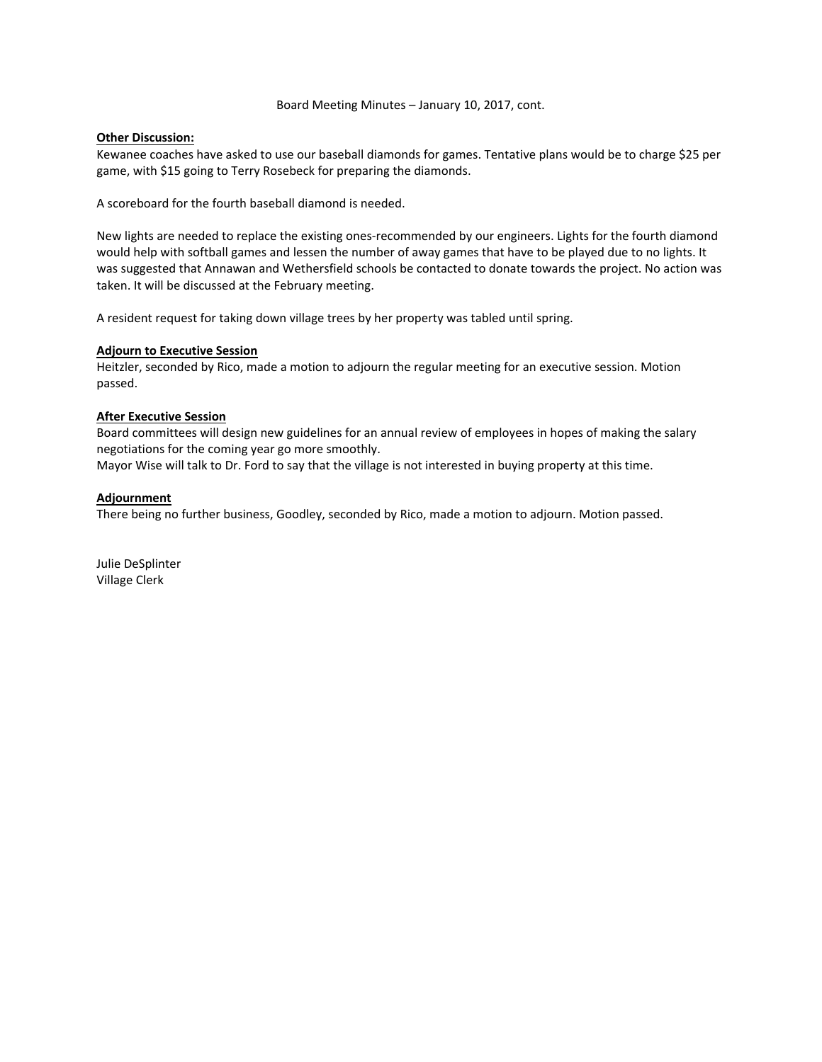Board Meeting Minutes – January 10, 2017, cont.

**Other Discussion:**

Kewanee coaches have asked to use our baseball diamonds for games. Tentative plans would be to charge $25 per game, with $15 going to Terry Rosebeck for preparing the diamonds.

A scoreboard for the fourth baseball diamond is needed.

New lights are needed to replace the existing ones-recommended by our engineers. Lights for the fourth diamond would help with softball games and lessen the number of away games that have to be played due to no lights. It was suggested that Annawan and Wethersfield schools be contacted to donate towards the project. No action was taken. It will be discussed at the February meeting.

A resident request for taking down village trees by her property was tabled until spring.

**Adjourn to Executive Session**

Heitzler, seconded by Rico, made a motion to adjourn the regular meeting for an executive session. Motion passed.

**After Executive Session**

Board committees will design new guidelines for an annual review of employees in hopes of making the salary negotiations for the coming year go more smoothly.

Mayor Wise will talk to Dr. Ford to say that the village is not interested in buying property at this time.

**Adjournment**

There being no further business, Goodley, seconded by Rico, made a motion to adjourn. Motion passed.

Julie DeSplinter
Village Clerk